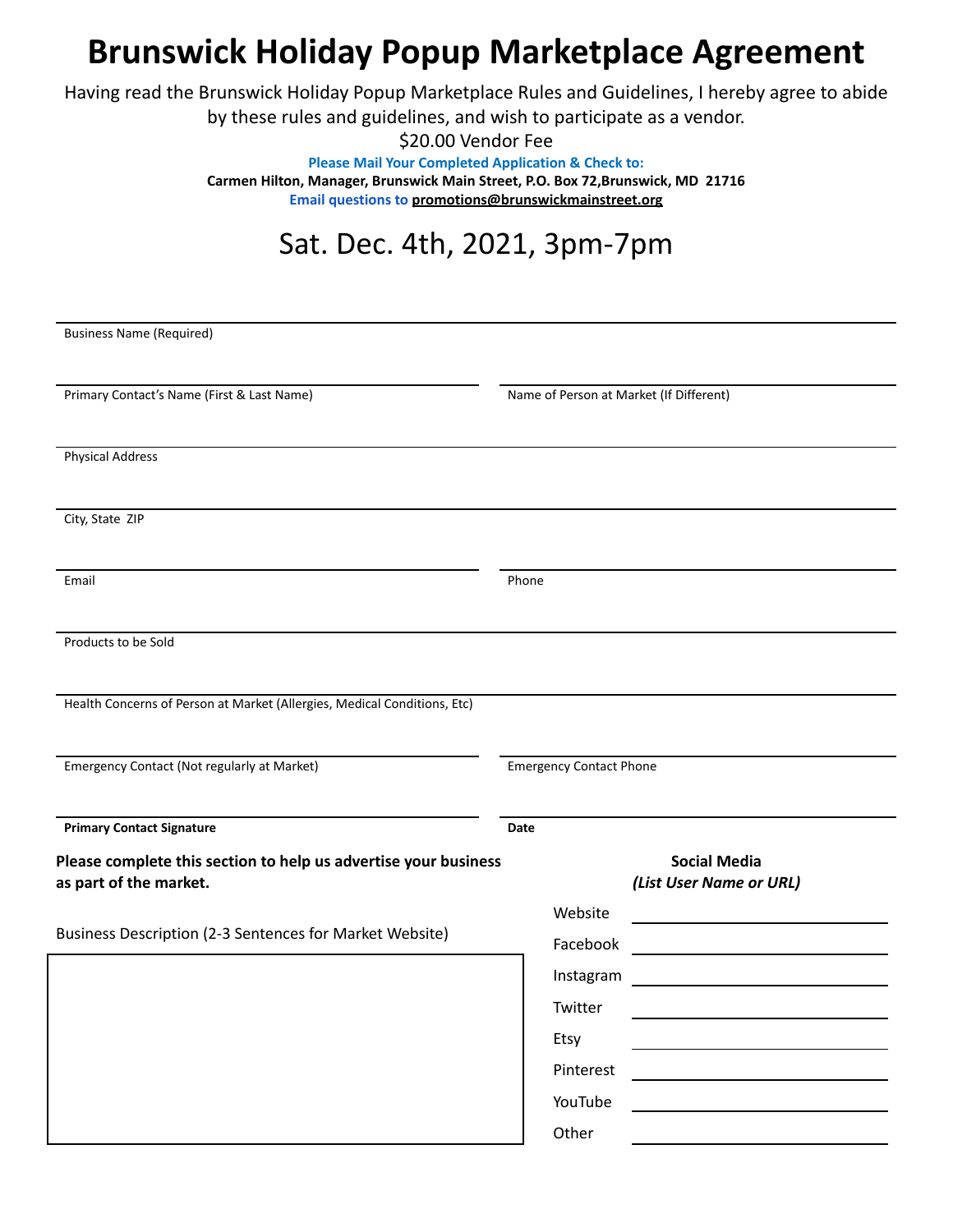# Brunswick Holiday Popup Marketplace Agreement

Having read the Brunswick Holiday Popup Marketplace Rules and Guidelines, I hereby agree to abide by these rules and guidelines, and wish to participate as a vendor.

$20.00 Vendor Fee

**Please Mail Your Completed Application & Check to:**

**Carmen Hilton, Manager, Brunswick Main Street, P.O. Box 72,Brunswick, MD 21716**

**Email questions to promotions@brunswickmainstreet.org**

## Sat. Dec. 4th, 2021, 3pm-7pm

Business Name (Required)

Primary Contact's Name (First & Last Name)

Name of Person at Market (If Different)

Physical Address

City, State ZIP

Email

Phone

Products to be Sold

Health Concerns of Person at Market (Allergies, Medical Conditions, Etc)

Emergency Contact (Not regularly at Market)

Emergency Contact Phone

**Primary Contact Signature**

**Date**

**Please complete this section to help us advertise your business as part of the market.**

Business Description (2-3 Sentences for Market Website)

**Social Media**

***(List User Name or URL)***

Website ______

Facebook ______

Instagram ______

Twitter ______

Etsy ______

Pinterest ______

YouTube ______

Other ______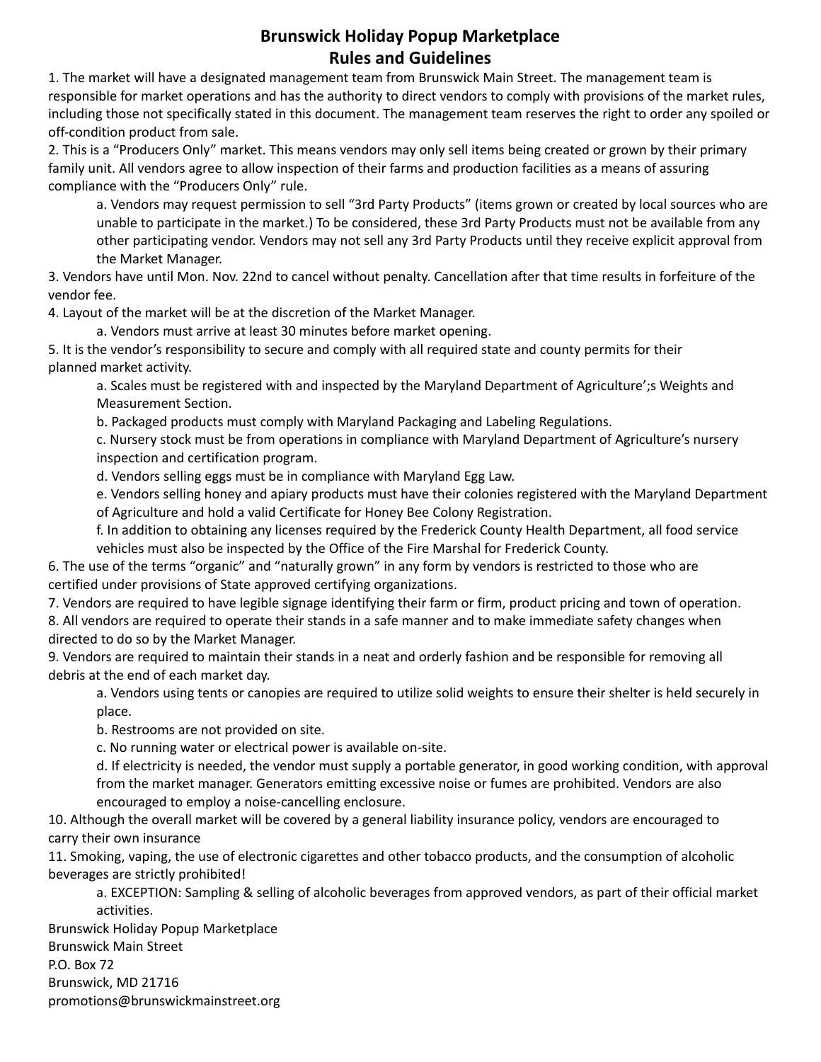# Brunswick Holiday Popup Marketplace
# Rules and Guidelines

1. The market will have a designated management team from Brunswick Main Street. The management team is responsible for market operations and has the authority to direct vendors to comply with provisions of the market rules, including those not specifically stated in this document. The management team reserves the right to order any spoiled or off-condition product from sale.
2. This is a "Producers Only" market. This means vendors may only sell items being created or grown by their primary family unit. All vendors agree to allow inspection of their farms and production facilities as a means of assuring compliance with the "Producers Only" rule.
   a. Vendors may request permission to sell "3rd Party Products" (items grown or created by local sources who are unable to participate in the market.) To be considered, these 3rd Party Products must not be available from any other participating vendor. Vendors may not sell any 3rd Party Products until they receive explicit approval from the Market Manager.
3. Vendors have until Mon. Nov. 22nd to cancel without penalty. Cancellation after that time results in forfeiture of the vendor fee.
4. Layout of the market will be at the discretion of the Market Manager.
   a. Vendors must arrive at least 30 minutes before market opening.
5. It is the vendor's responsibility to secure and comply with all required state and county permits for their planned market activity.
   a. Scales must be registered with and inspected by the Maryland Department of Agriculture';s Weights and Measurement Section.
   b. Packaged products must comply with Maryland Packaging and Labeling Regulations.
   c. Nursery stock must be from operations in compliance with Maryland Department of Agriculture's nursery inspection and certification program.
   d. Vendors selling eggs must be in compliance with Maryland Egg Law.
   e. Vendors selling honey and apiary products must have their colonies registered with the Maryland Department of Agriculture and hold a valid Certificate for Honey Bee Colony Registration.
   f. In addition to obtaining any licenses required by the Frederick County Health Department, all food service vehicles must also be inspected by the Office of the Fire Marshal for Frederick County.
6. The use of the terms "organic" and "naturally grown" in any form by vendors is restricted to those who are certified under provisions of State approved certifying organizations.
7. Vendors are required to have legible signage identifying their farm or firm, product pricing and town of operation.
8. All vendors are required to operate their stands in a safe manner and to make immediate safety changes when directed to do so by the Market Manager.
9. Vendors are required to maintain their stands in a neat and orderly fashion and be responsible for removing all debris at the end of each market day.
   a. Vendors using tents or canopies are required to utilize solid weights to ensure their shelter is held securely in place.
   b. Restrooms are not provided on site.
   c. No running water or electrical power is available on-site.
   d. If electricity is needed, the vendor must supply a portable generator, in good working condition, with approval from the market manager. Generators emitting excessive noise or fumes are prohibited. Vendors are also encouraged to employ a noise-cancelling enclosure.
10. Although the overall market will be covered by a general liability insurance policy, vendors are encouraged to carry their own insurance
11. Smoking, vaping, the use of electronic cigarettes and other tobacco products, and the consumption of alcoholic beverages are strictly prohibited!
    a. EXCEPTION: Sampling & selling of alcoholic beverages from approved vendors, as part of their official market activities.

Brunswick Holiday Popup Marketplace
Brunswick Main Street
P.O. Box 72
Brunswick, MD 21716
promotions@brunswickmainstreet.org